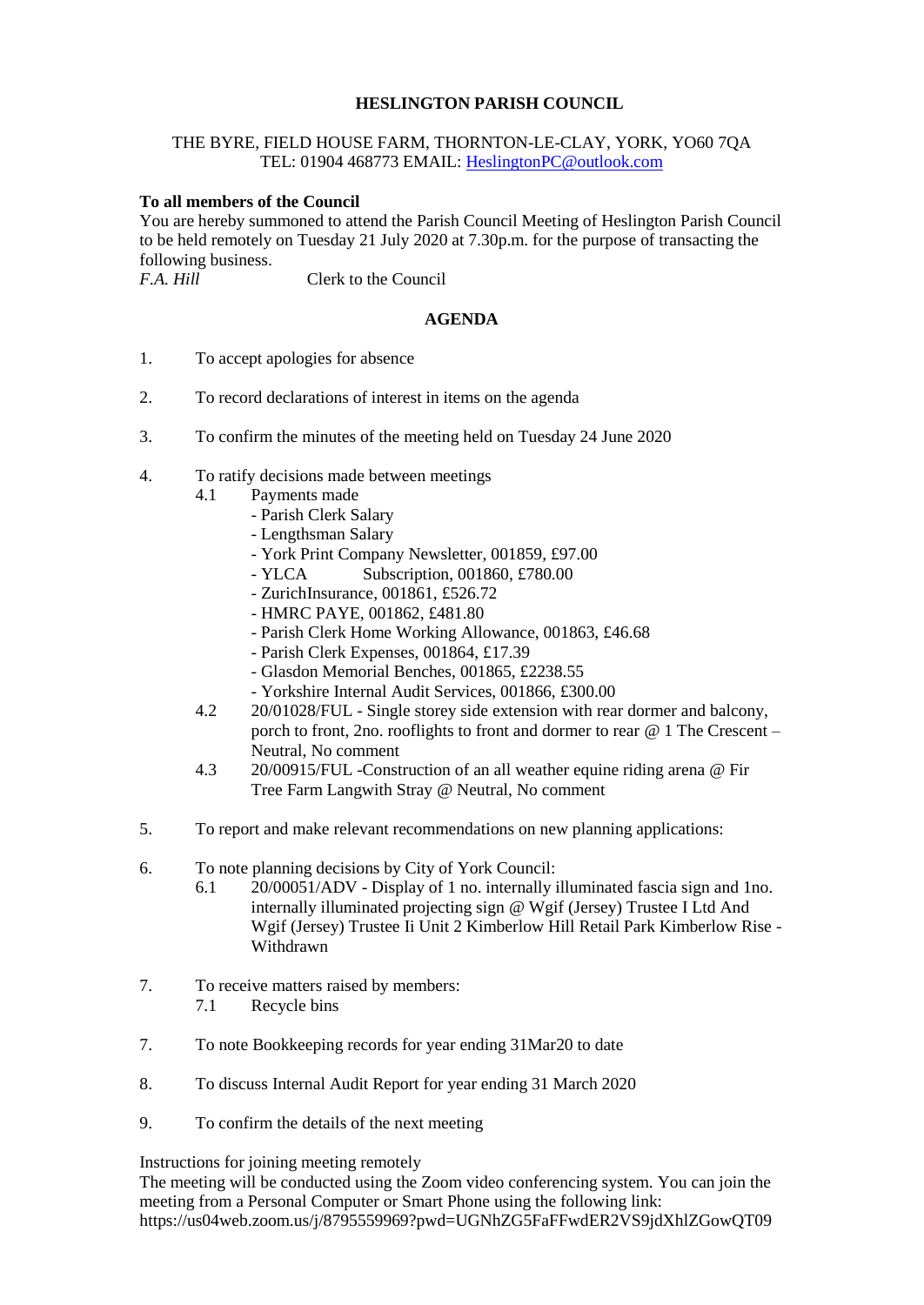**HESLINGTON PARISH COUNCIL**

THE BYRE, FIELD HOUSE FARM, THORNTON-LE-CLAY, YORK, YO60 7QA
TEL: 01904 468773 EMAIL: HeslingtonPC@outlook.com

**To all members of the Council**

You are hereby summoned to attend the Parish Council Meeting of Heslington Parish Council to be held remotely on Tuesday 21 July 2020 at 7.30p.m. for the purpose of transacting the following business.

*F.A. Hill* Clerk to the Council

**AGENDA**

1. To accept apologies for absence

2. To record declarations of interest in items on the agenda

3. To confirm the minutes of the meeting held on Tuesday 24 June 2020

4. To ratify decisions made between meetings
   - 4.1 Payments made
     - Parish Clerk Salary
     - Lengthsman Salary
     - York Print Company Newsletter, 001859, £97.00
     - YLCA Subscription, 001860, £780.00
     - ZurichInsurance, 001861, £526.72
     - HMRC PAYE, 001862, £481.80
     - Parish Clerk Home Working Allowance, 001863, £46.68
     - Parish Clerk Expenses, 001864, £17.39
     - Glasdon Memorial Benches, 001865, £2238.55
     - Yorkshire Internal Audit Services, 001866, £300.00
   - 4.2 20/01028/FUL - Single storey side extension with rear dormer and balcony, porch to front, 2no. rooflights to front and dormer to rear @ 1 The Crescent – Neutral, No comment
   - 4.3 20/00915/FUL -Construction of an all weather equine riding arena @ Fir Tree Farm Langwith Stray @ Neutral, No comment

5. To report and make relevant recommendations on new planning applications:

6. To note planning decisions by City of York Council:
   - 6.1 20/00051/ADV - Display of 1 no. internally illuminated fascia sign and 1no. internally illuminated projecting sign @ Wgif (Jersey) Trustee I Ltd And Wgif (Jersey) Trustee Ii Unit 2 Kimberlow Hill Retail Park Kimberlow Rise - Withdrawn

7. To receive matters raised by members:
   - 7.1 Recycle bins

7. To note Bookkeeping records for year ending 31Mar20 to date

8. To discuss Internal Audit Report for year ending 31 March 2020

9. To confirm the details of the next meeting

Instructions for joining meeting remotely

The meeting will be conducted using the Zoom video conferencing system. You can join the meeting from a Personal Computer or Smart Phone using the following link:
https://us04web.zoom.us/j/8795559969?pwd=UGNhZG5FaFFwdER2VS9jdXhlZGowQT09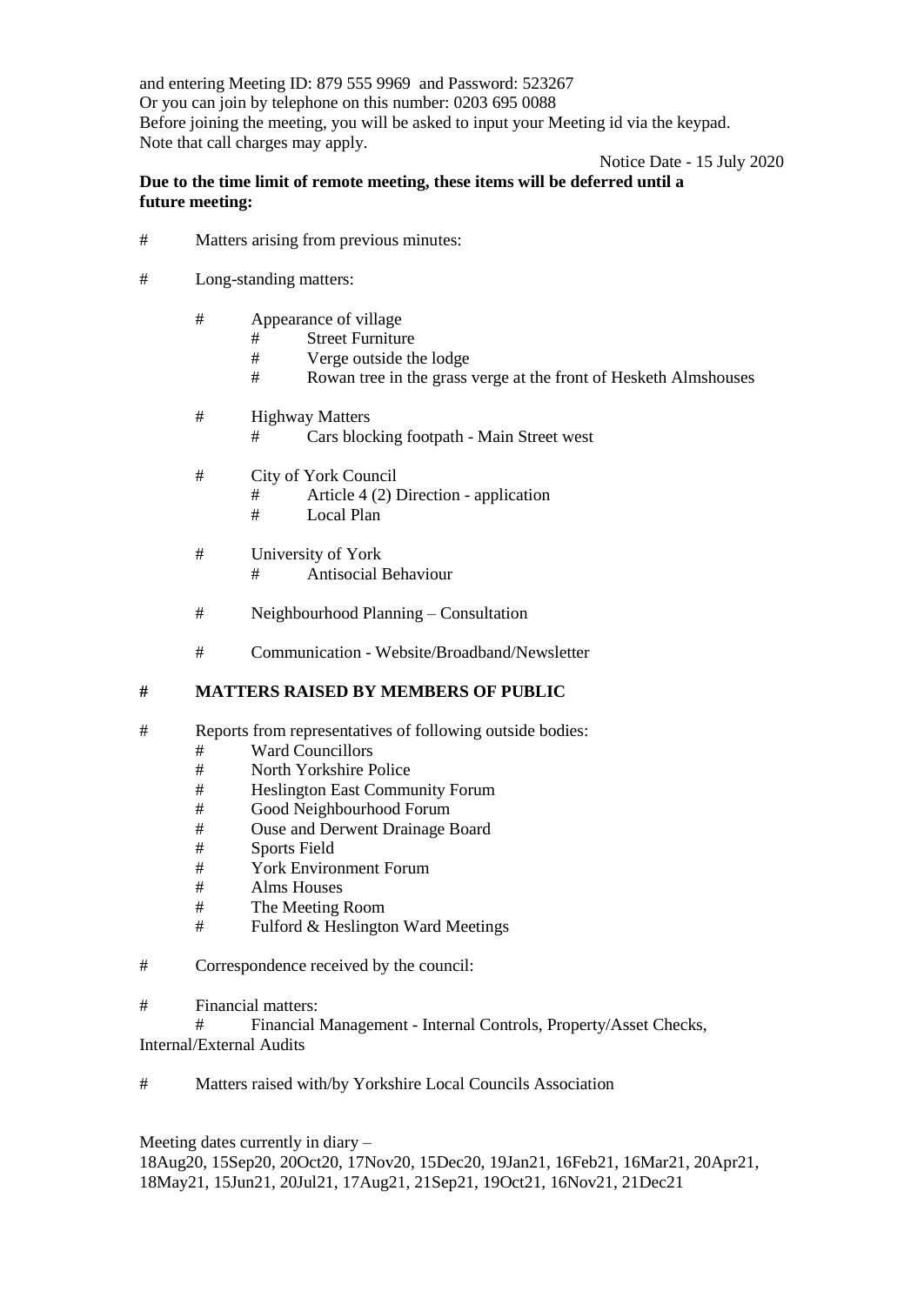and entering Meeting ID: 879 555 9969 and Password: 523267
Or you can join by telephone on this number: 0203 695 0088
Before joining the meeting, you will be asked to input your Meeting id via the keypad.
Note that call charges may apply.

Notice Date - 15 July 2020

**Due to the time limit of remote meeting, these items will be deferred until a future meeting:**

- Matters arising from previous minutes:
- Long-standing matters:
  - Appearance of village
    - Street Furniture
    - Verge outside the lodge
    - Rowan tree in the grass verge at the front of Hesketh Almshouses
  - Highway Matters
    - Cars blocking footpath - Main Street west
  - City of York Council
    - Article 4 (2) Direction - application
    - Local Plan
  - University of York
    - Antisocial Behaviour
  - Neighbourhood Planning – Consultation
  - Communication - Website/Broadband/Newsletter
- **MATTERS RAISED BY MEMBERS OF PUBLIC**
- Reports from representatives of following outside bodies:
  - Ward Councillors
  - North Yorkshire Police
  - Heslington East Community Forum
  - Good Neighbourhood Forum
  - Ouse and Derwent Drainage Board
  - Sports Field
  - York Environment Forum
  - Alms Houses
  - The Meeting Room
  - Fulford & Heslington Ward Meetings
- Correspondence received by the council:
- Financial matters:
  - Financial Management - Internal Controls, Property/Asset Checks, Internal/External Audits
- Matters raised with/by Yorkshire Local Councils Association

Meeting dates currently in diary –
18Aug20, 15Sep20, 20Oct20, 17Nov20, 15Dec20, 19Jan21, 16Feb21, 16Mar21, 20Apr21, 18May21, 15Jun21, 20Jul21, 17Aug21, 21Sep21, 19Oct21, 16Nov21, 21Dec21